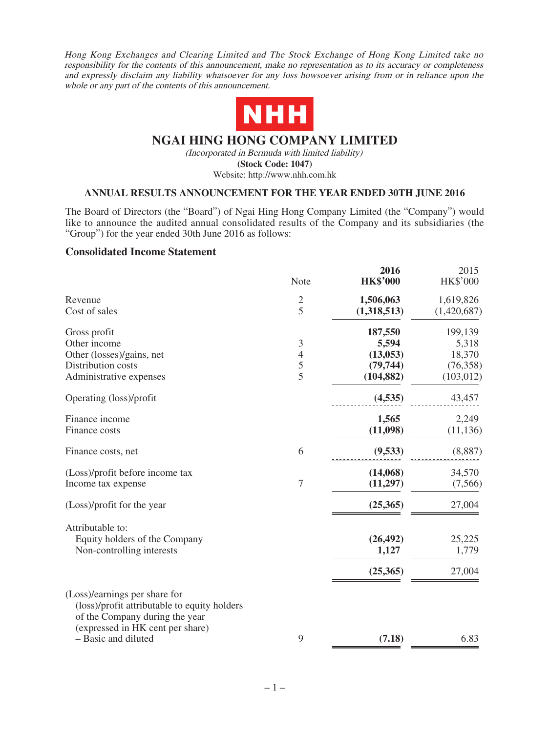*Hong Kong Exchanges and Clearing Limited and The Stock Exchange of Hong Kong Limited take no responsibility for the contents of this announcement, make no representation as to its accuracy or completeness and expressly disclaim any liability whatsoever for any loss howsoever arising from or in reliance upon the whole or any part of the contents of this announcement.*

NHH

# NGAI HING HONG COMPANY LIMITED

*(Incorporated in Bermuda with limited liability)*

**(Stock Code: 1047)**

Website: http://www.nhh.com.hk

## ANNUAL RESULTS ANNOUNCEMENT FOR THE YEAR ENDED 30TH JUNE 2016

The Board of Directors (the "Board") of Ngai Hing Hong Company Limited (the "Company") would like to announce the audited annual consolidated results of the Company and its subsidiaries (the "Group") for the year ended 30th June 2016 as follows:

### Consolidated Income Statement

| | Note | **2016 HK$'000** | 2015 HK$'000 |
|---|---|---|---|
| Revenue | 2 | **1,506,063** | 1,619,826 |
| Cost of sales | 5 | **(1,318,513)** | (1,420,687) |
| Gross profit | | **187,550** | 199,139 |
| Other income | 3 | **5,594** | 5,318 |
| Other (losses)/gains, net | 4 | **(13,053)** | 18,370 |
| Distribution costs | 5 | **(79,744)** | (76,358) |
| Administrative expenses | 5 | **(104,882)** | (103,012) |
| Operating (loss)/profit | | **(4,535)** | 43,457 |
| Finance income | | **1,565** | 2,249 |
| Finance costs | | **(11,098)** | (11,136) |
| Finance costs, net | 6 | **(9,533)** | (8,887) |
| (Loss)/profit before income tax | | **(14,068)** | 34,570 |
| Income tax expense | 7 | **(11,297)** | (7,566) |
| (Loss)/profit for the year | | **(25,365)** | 27,004 |
| Attributable to: | | | |
| Equity holders of the Company | | **(26,492)** | 25,225 |
| Non-controlling interests | | **1,127** | 1,779 |
| | | **(25,365)** | 27,004 |
| (Loss)/earnings per share for (loss)/profit attributable to equity holders of the Company during the year (expressed in HK cent per share) | | | |
| – Basic and diluted | 9 | **(7.18)** | 6.83 |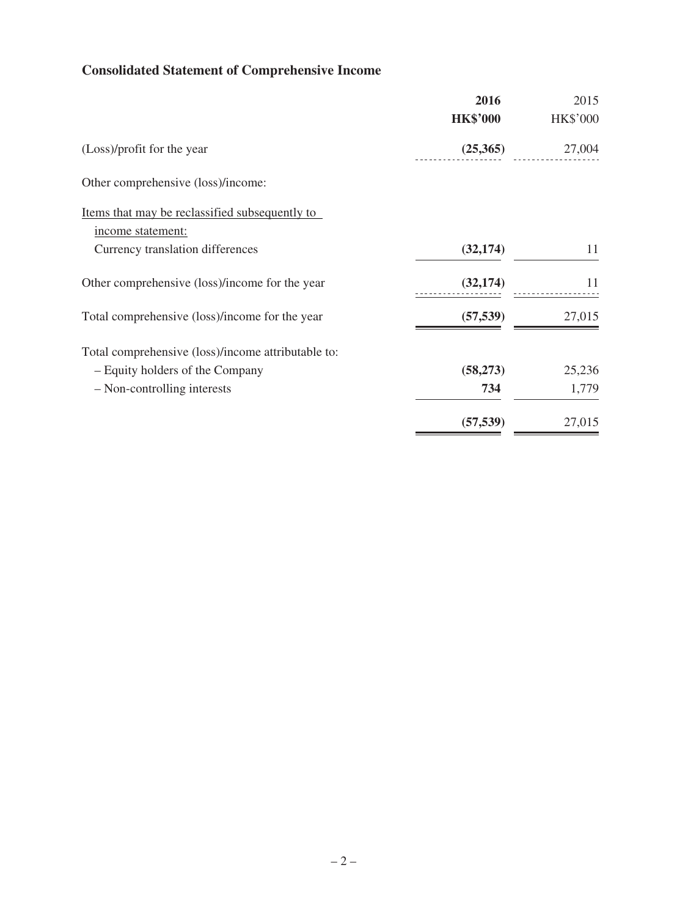## Consolidated Statement of Comprehensive Income

| | **2016** | 2015 |
|---|---|---|
| | **HK$'000** | HK$'000 |
| (Loss)/profit for the year | **(25,365)** | 27,004 |
| Other comprehensive (loss)/income: | | |
| Items that may be reclassified subsequently to income statement: | | |
| Currency translation differences | **(32,174)** | 11 |
| Other comprehensive (loss)/income for the year | **(32,174)** | 11 |
| Total comprehensive (loss)/income for the year | **(57,539)** | 27,015 |
| Total comprehensive (loss)/income attributable to: | | |
| – Equity holders of the Company | **(58,273)** | 25,236 |
| – Non-controlling interests | **734** | 1,779 |
| | **(57,539)** | 27,015 |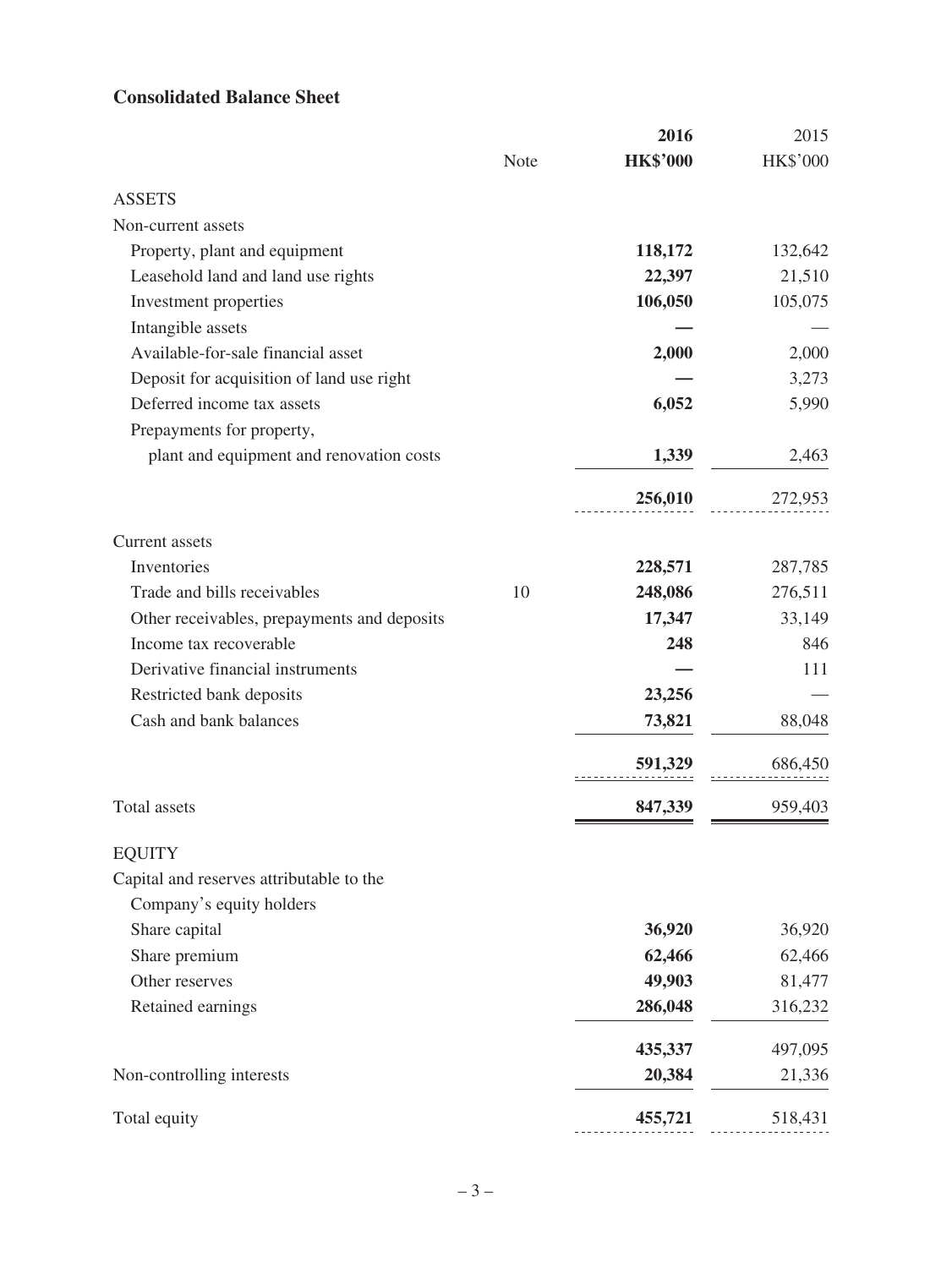## Consolidated Balance Sheet

| | Note | 2016 HK$'000 | 2015 HK$'000 |
|---|---|---|---|
| **ASSETS** | | | |
| Non-current assets | | | |
| Property, plant and equipment | | **118,172** | 132,642 |
| Leasehold land and land use rights | | **22,397** | 21,510 |
| Investment properties | | **106,050** | 105,075 |
| Intangible assets | | **—** | — |
| Available-for-sale financial asset | | **2,000** | 2,000 |
| Deposit for acquisition of land use right | | **—** | 3,273 |
| Deferred income tax assets | | **6,052** | 5,990 |
| Prepayments for property, plant and equipment and renovation costs | | **1,339** | 2,463 |
| | | **256,010** | 272,953 |
| Current assets | | | |
| Inventories | | **228,571** | 287,785 |
| Trade and bills receivables | 10 | **248,086** | 276,511 |
| Other receivables, prepayments and deposits | | **17,347** | 33,149 |
| Income tax recoverable | | **248** | 846 |
| Derivative financial instruments | | **—** | 111 |
| Restricted bank deposits | | **23,256** | — |
| Cash and bank balances | | **73,821** | 88,048 |
| | | **591,329** | 686,450 |
| Total assets | | **847,339** | 959,403 |
| **EQUITY** | | | |
| Capital and reserves attributable to the Company's equity holders | | | |
| Share capital | | **36,920** | 36,920 |
| Share premium | | **62,466** | 62,466 |
| Other reserves | | **49,903** | 81,477 |
| Retained earnings | | **286,048** | 316,232 |
| | | **435,337** | 497,095 |
| Non-controlling interests | | **20,384** | 21,336 |
| Total equity | | **455,721** | 518,431 |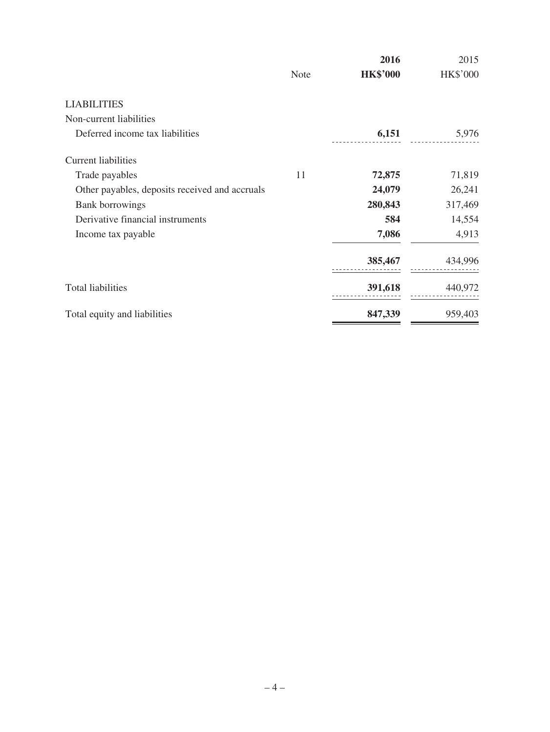| | Note | 2016<br>HK$'000 | 2015<br>HK$'000 |
|---|---|---|---|
| LIABILITIES | | | |
| Non-current liabilities | | | |
| Deferred income tax liabilities | | **6,151** | 5,976 |
| Current liabilities | | | |
| Trade payables | 11 | **72,875** | 71,819 |
| Other payables, deposits received and accruals | | **24,079** | 26,241 |
| Bank borrowings | | **280,843** | 317,469 |
| Derivative financial instruments | | **584** | 14,554 |
| Income tax payable | | **7,086** | 4,913 |
| | | **385,467** | 434,996 |
| Total liabilities | | **391,618** | 440,972 |
| Total equity and liabilities | | **847,339** | 959,403 |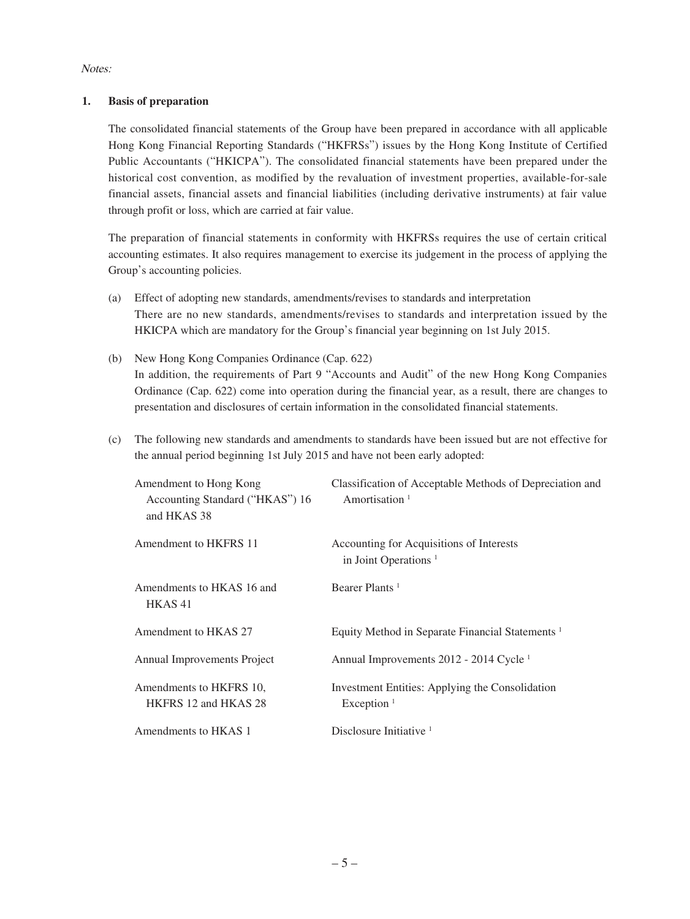*Notes:*

**1. Basis of preparation**

The consolidated financial statements of the Group have been prepared in accordance with all applicable Hong Kong Financial Reporting Standards ("HKFRSs") issues by the Hong Kong Institute of Certified Public Accountants ("HKICPA"). The consolidated financial statements have been prepared under the historical cost convention, as modified by the revaluation of investment properties, available-for-sale financial assets, financial assets and financial liabilities (including derivative instruments) at fair value through profit or loss, which are carried at fair value.

The preparation of financial statements in conformity with HKFRSs requires the use of certain critical accounting estimates. It also requires management to exercise its judgement in the process of applying the Group's accounting policies.

(a) Effect of adopting new standards, amendments/revises to standards and interpretation
There are no new standards, amendments/revises to standards and interpretation issued by the HKICPA which are mandatory for the Group's financial year beginning on 1st July 2015.

(b) New Hong Kong Companies Ordinance (Cap. 622)
In addition, the requirements of Part 9 "Accounts and Audit" of the new Hong Kong Companies Ordinance (Cap. 622) come into operation during the financial year, as a result, there are changes to presentation and disclosures of certain information in the consolidated financial statements.

(c) The following new standards and amendments to standards have been issued but are not effective for the annual period beginning 1st July 2015 and have not been early adopted:

| | |
|---|---|
| Amendment to Hong Kong Accounting Standard ("HKAS") 16 and HKAS 38 | Classification of Acceptable Methods of Depreciation and Amortisation [1] |
| Amendment to HKFRS 11 | Accounting for Acquisitions of Interests in Joint Operations [1] |
| Amendments to HKAS 16 and HKAS 41 | Bearer Plants [1] |
| Amendment to HKAS 27 | Equity Method in Separate Financial Statements [1] |
| Annual Improvements Project | Annual Improvements 2012 - 2014 Cycle [1] |
| Amendments to HKFRS 10, HKFRS 12 and HKAS 28 | Investment Entities: Applying the Consolidation Exception [1] |
| Amendments to HKAS 1 | Disclosure Initiative [1] |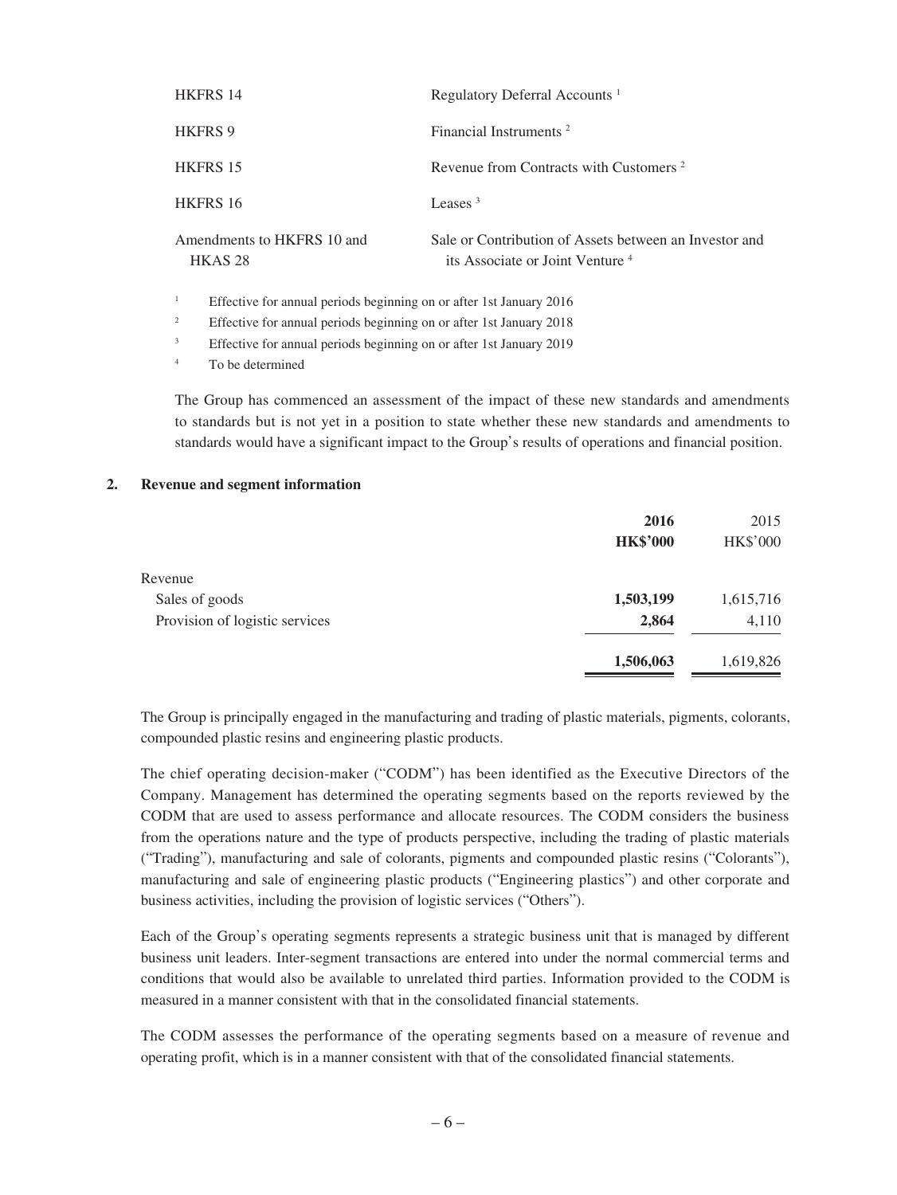| | |
|---|---|
| HKFRS 14 | Regulatory Deferral Accounts [1] |
| HKFRS 9 | Financial Instruments [2] |
| HKFRS 15 | Revenue from Contracts with Customers [2] |
| HKFRS 16 | Leases [3] |
| Amendments to HKFRS 10 and HKAS 28 | Sale or Contribution of Assets between an Investor and its Associate or Joint Venture [4] |

[1] Effective for annual periods beginning on or after 1st January 2016

[2] Effective for annual periods beginning on or after 1st January 2018

[3] Effective for annual periods beginning on or after 1st January 2019

[4] To be determined

The Group has commenced an assessment of the impact of these new standards and amendments to standards but is not yet in a position to state whether these new standards and amendments to standards would have a significant impact to the Group's results of operations and financial position.

## 2. Revenue and segment information

| | **2016** | 2015 |
|---|---|---|
| | **HK$'000** | HK$'000 |
| Revenue | | |
| Sales of goods | **1,503,199** | 1,615,716 |
| Provision of logistic services | **2,864** | 4,110 |
| | **1,506,063** | 1,619,826 |

The Group is principally engaged in the manufacturing and trading of plastic materials, pigments, colorants, compounded plastic resins and engineering plastic products.

The chief operating decision-maker ("CODM") has been identified as the Executive Directors of the Company. Management has determined the operating segments based on the reports reviewed by the CODM that are used to assess performance and allocate resources. The CODM considers the business from the operations nature and the type of products perspective, including the trading of plastic materials ("Trading"), manufacturing and sale of colorants, pigments and compounded plastic resins ("Colorants"), manufacturing and sale of engineering plastic products ("Engineering plastics") and other corporate and business activities, including the provision of logistic services ("Others").

Each of the Group's operating segments represents a strategic business unit that is managed by different business unit leaders. Inter-segment transactions are entered into under the normal commercial terms and conditions that would also be available to unrelated third parties. Information provided to the CODM is measured in a manner consistent with that in the consolidated financial statements.

The CODM assesses the performance of the operating segments based on a measure of revenue and operating profit, which is in a manner consistent with that of the consolidated financial statements.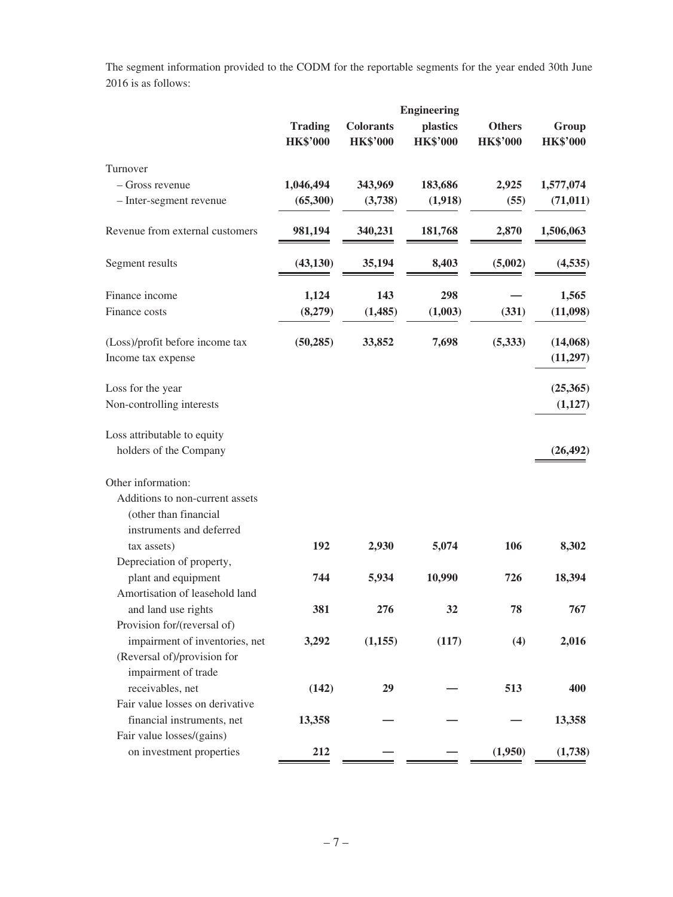The segment information provided to the CODM for the reportable segments for the year ended 30th June 2016 is as follows:

| | Trading HK$'000 | Colorants HK$'000 | Engineering plastics HK$'000 | Others HK$'000 | Group HK$'000 |
|---|---|---|---|---|---|
| Turnover | | | | | |
| – Gross revenue | 1,046,494 | 343,969 | 183,686 | 2,925 | 1,577,074 |
| – Inter-segment revenue | (65,300) | (3,738) | (1,918) | (55) | (71,011) |
| Revenue from external customers | 981,194 | 340,231 | 181,768 | 2,870 | 1,506,063 |
| Segment results | (43,130) | 35,194 | 8,403 | (5,002) | (4,535) |
| Finance income | 1,124 | 143 | 298 | — | 1,565 |
| Finance costs | (8,279) | (1,485) | (1,003) | (331) | (11,098) |
| (Loss)/profit before income tax | (50,285) | 33,852 | 7,698 | (5,333) | (14,068) |
| Income tax expense | | | | | (11,297) |
| Loss for the year | | | | | (25,365) |
| Non-controlling interests | | | | | (1,127) |
| Loss attributable to equity holders of the Company | | | | | (26,492) |
| Other information: | | | | | |
| Additions to non-current assets (other than financial instruments and deferred tax assets) | 192 | 2,930 | 5,074 | 106 | 8,302 |
| Depreciation of property, plant and equipment | 744 | 5,934 | 10,990 | 726 | 18,394 |
| Amortisation of leasehold land and land use rights | 381 | 276 | 32 | 78 | 767 |
| Provision for/(reversal of) impairment of inventories, net | 3,292 | (1,155) | (117) | (4) | 2,016 |
| (Reversal of)/provision for impairment of trade receivables, net | (142) | 29 | — | 513 | 400 |
| Fair value losses on derivative financial instruments, net | 13,358 | — | — | — | 13,358 |
| Fair value losses/(gains) on investment properties | 212 | — | — | (1,950) | (1,738) |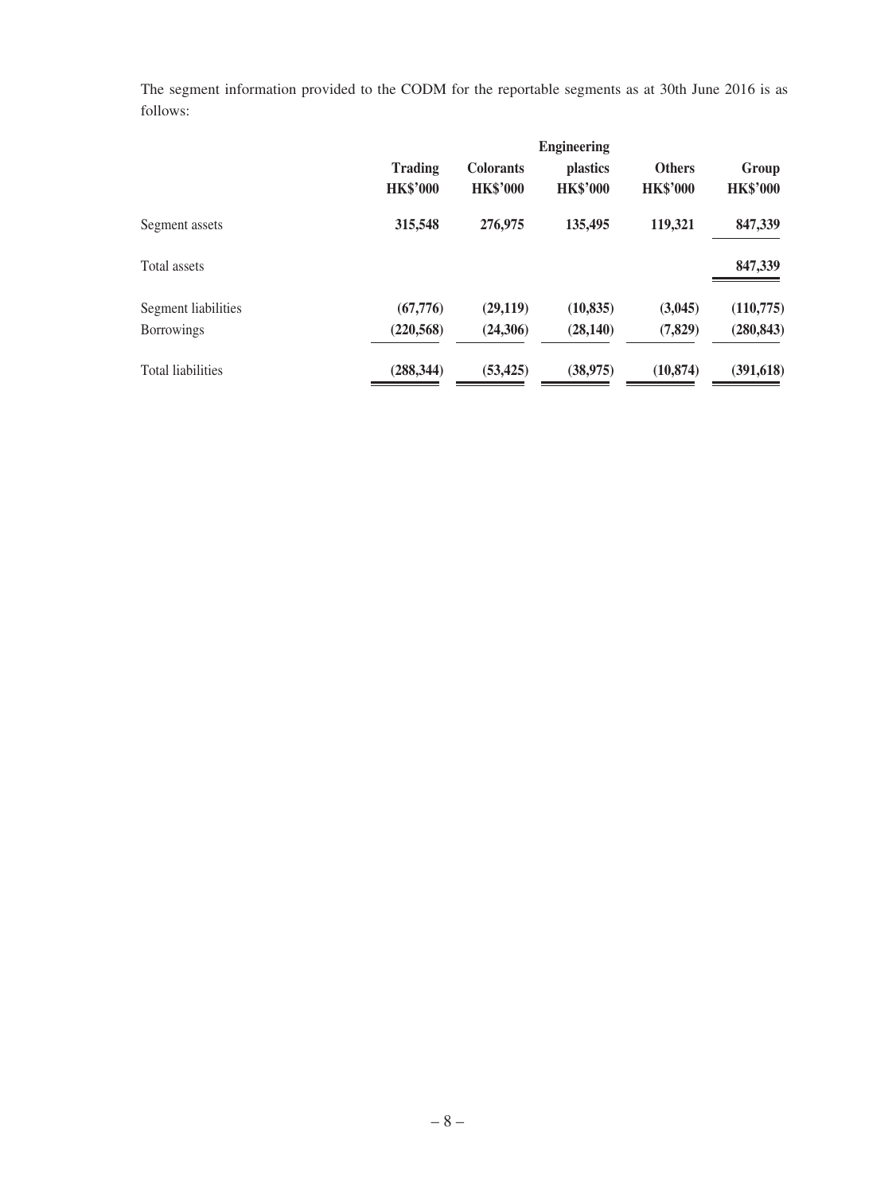The segment information provided to the CODM for the reportable segments as at 30th June 2016 is as follows:

| | Trading HK$'000 | Colorants HK$'000 | Engineering plastics HK$'000 | Others HK$'000 | Group HK$'000 |
|---|---|---|---|---|---|
| Segment assets | **315,548** | **276,975** | **135,495** | **119,321** | **847,339** |
| Total assets | | | | | **847,339** |
| Segment liabilities | **(67,776)** | **(29,119)** | **(10,835)** | **(3,045)** | **(110,775)** |
| Borrowings | **(220,568)** | **(24,306)** | **(28,140)** | **(7,829)** | **(280,843)** |
| Total liabilities | **(288,344)** | **(53,425)** | **(38,975)** | **(10,874)** | **(391,618)** |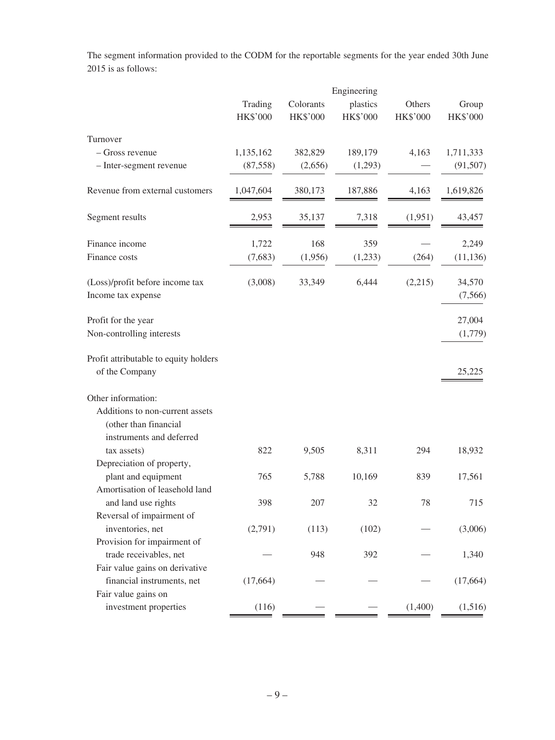The segment information provided to the CODM for the reportable segments for the year ended 30th June 2015 is as follows:

| | Trading | Colorants | Engineering plastics | Others | Group |
|---|---|---|---|---|---|
| | HK$'000 | HK$'000 | HK$'000 | HK$'000 | HK$'000 |
| Turnover | | | | | |
| – Gross revenue | 1,135,162 | 382,829 | 189,179 | 4,163 | 1,711,333 |
| – Inter-segment revenue | (87,558) | (2,656) | (1,293) | — | (91,507) |
| Revenue from external customers | 1,047,604 | 380,173 | 187,886 | 4,163 | 1,619,826 |
| Segment results | 2,953 | 35,137 | 7,318 | (1,951) | 43,457 |
| Finance income | 1,722 | 168 | 359 | — | 2,249 |
| Finance costs | (7,683) | (1,956) | (1,233) | (264) | (11,136) |
| (Loss)/profit before income tax | (3,008) | 33,349 | 6,444 | (2,215) | 34,570 |
| Income tax expense | | | | | (7,566) |
| Profit for the year | | | | | 27,004 |
| Non-controlling interests | | | | | (1,779) |
| Profit attributable to equity holders of the Company | | | | | 25,225 |
| Other information: | | | | | |
| Additions to non-current assets (other than financial instruments and deferred tax assets) | 822 | 9,505 | 8,311 | 294 | 18,932 |
| Depreciation of property, plant and equipment | 765 | 5,788 | 10,169 | 839 | 17,561 |
| Amortisation of leasehold land and land use rights | 398 | 207 | 32 | 78 | 715 |
| Reversal of impairment of inventories, net | (2,791) | (113) | (102) | — | (3,006) |
| Provision for impairment of trade receivables, net | — | 948 | 392 | — | 1,340 |
| Fair value gains on derivative financial instruments, net | (17,664) | — | — | — | (17,664) |
| Fair value gains on investment properties | (116) | — | — | (1,400) | (1,516) |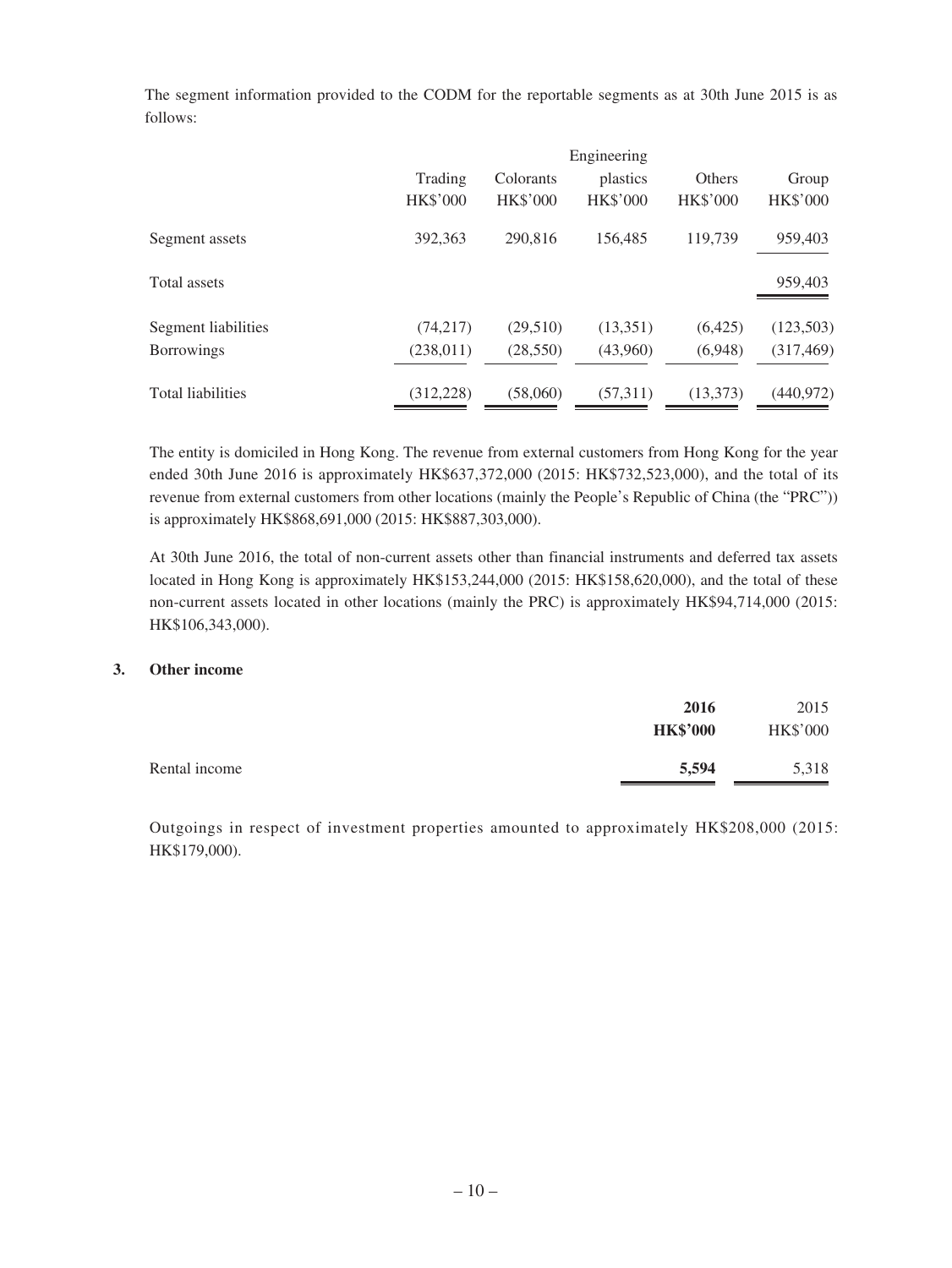The segment information provided to the CODM for the reportable segments as at 30th June 2015 is as follows:

| | Trading | Colorants | Engineering plastics | Others | Group |
|---|---|---|---|---|---|
| | HK\$'000 | HK\$'000 | HK\$'000 | HK\$'000 | HK\$'000 |
| Segment assets | 392,363 | 290,816 | 156,485 | 119,739 | 959,403 |
| Total assets | | | | | 959,403 |
| Segment liabilities | (74,217) | (29,510) | (13,351) | (6,425) | (123,503) |
| Borrowings | (238,011) | (28,550) | (43,960) | (6,948) | (317,469) |
| Total liabilities | (312,228) | (58,060) | (57,311) | (13,373) | (440,972) |

The entity is domiciled in Hong Kong. The revenue from external customers from Hong Kong for the year ended 30th June 2016 is approximately HK\$637,372,000 (2015: HK\$732,523,000), and the total of its revenue from external customers from other locations (mainly the People's Republic of China (the "PRC")) is approximately HK\$868,691,000 (2015: HK\$887,303,000).

At 30th June 2016, the total of non-current assets other than financial instruments and deferred tax assets located in Hong Kong is approximately HK\$153,244,000 (2015: HK\$158,620,000), and the total of these non-current assets located in other locations (mainly the PRC) is approximately HK\$94,714,000 (2015: HK\$106,343,000).

### 3. Other income

| | **2016** | 2015 |
|---|---|---|
| | **HK\$'000** | HK\$'000 |
| Rental income | **5,594** | 5,318 |

Outgoings in respect of investment properties amounted to approximately HK\$208,000 (2015: HK\$179,000).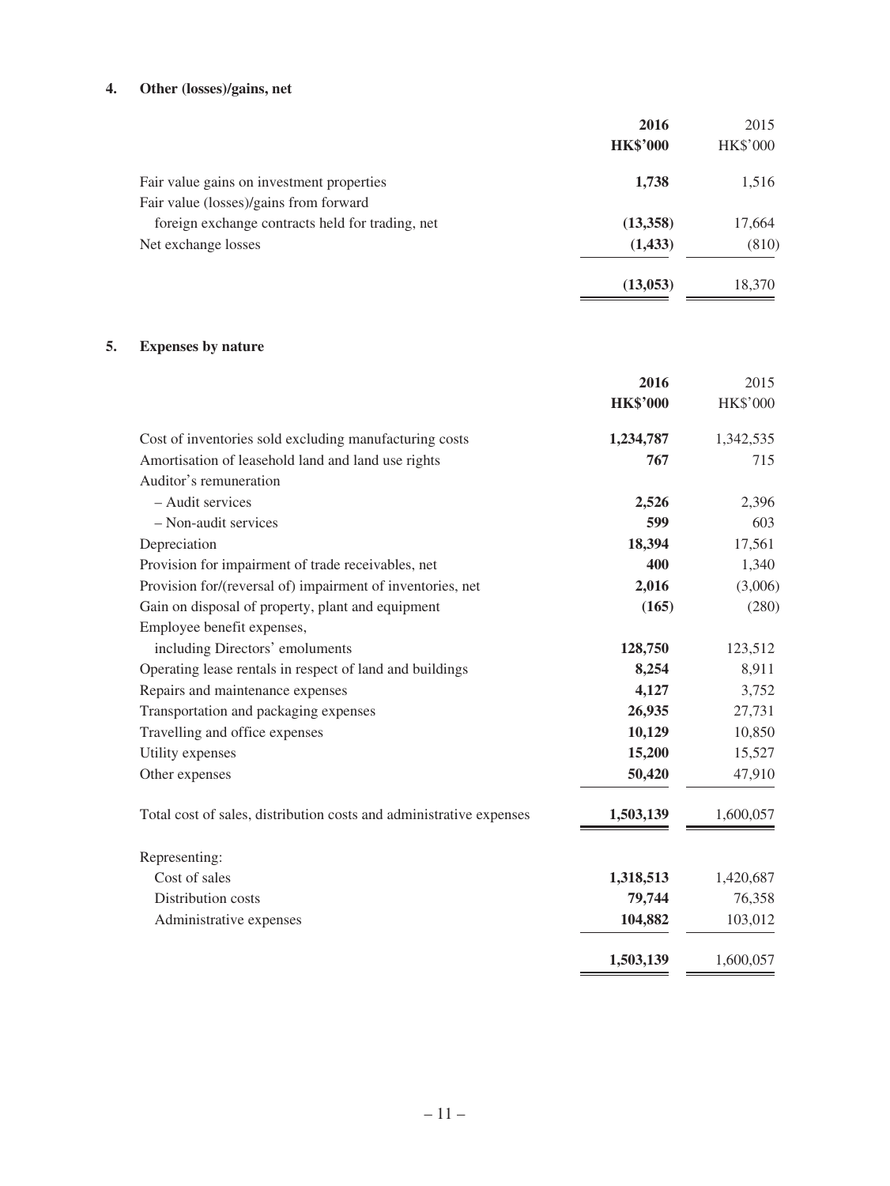## 4. Other (losses)/gains, net

| | **2016** | 2015 |
|---|---|---|
| | **HK$'000** | HK$'000 |
| Fair value gains on investment properties | **1,738** | 1,516 |
| Fair value (losses)/gains from forward foreign exchange contracts held for trading, net | **(13,358)** | 17,664 |
| Net exchange losses | **(1,433)** | (810) |
| | **(13,053)** | 18,370 |

## 5. Expenses by nature

| | **2016** | 2015 |
|---|---|---|
| | **HK$'000** | HK$'000 |
| Cost of inventories sold excluding manufacturing costs | **1,234,787** | 1,342,535 |
| Amortisation of leasehold land and land use rights | **767** | 715 |
| Auditor's remuneration | | |
| – Audit services | **2,526** | 2,396 |
| – Non-audit services | **599** | 603 |
| Depreciation | **18,394** | 17,561 |
| Provision for impairment of trade receivables, net | **400** | 1,340 |
| Provision for/(reversal of) impairment of inventories, net | **2,016** | (3,006) |
| Gain on disposal of property, plant and equipment | **(165)** | (280) |
| Employee benefit expenses, including Directors' emoluments | **128,750** | 123,512 |
| Operating lease rentals in respect of land and buildings | **8,254** | 8,911 |
| Repairs and maintenance expenses | **4,127** | 3,752 |
| Transportation and packaging expenses | **26,935** | 27,731 |
| Travelling and office expenses | **10,129** | 10,850 |
| Utility expenses | **15,200** | 15,527 |
| Other expenses | **50,420** | 47,910 |
| Total cost of sales, distribution costs and administrative expenses | **1,503,139** | 1,600,057 |
| Representing: | | |
| Cost of sales | **1,318,513** | 1,420,687 |
| Distribution costs | **79,744** | 76,358 |
| Administrative expenses | **104,882** | 103,012 |
| | **1,503,139** | 1,600,057 |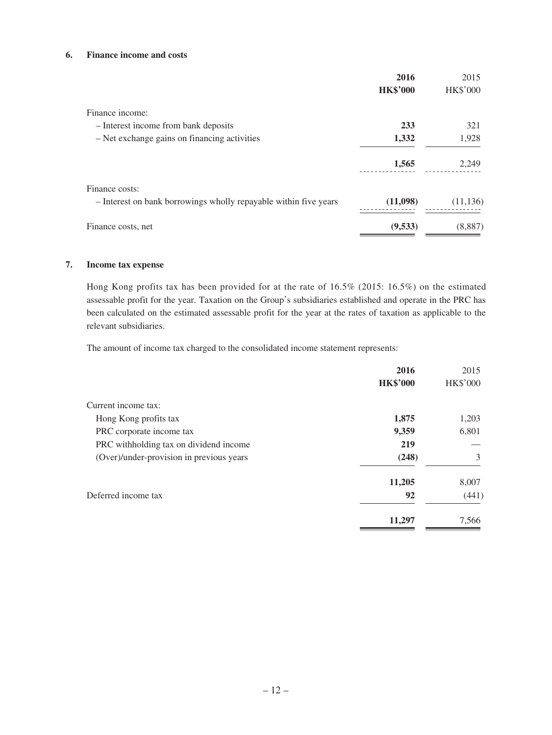### 6. Finance income and costs

| | 2016<br>HK$'000 | 2015<br>HK$'000 |
|---|---|---|
| Finance income: | | |
| – Interest income from bank deposits | **233** | 321 |
| – Net exchange gains on financing activities | **1,332** | 1,928 |
| | **1,565** | 2,249 |
| Finance costs: | | |
| – Interest on bank borrowings wholly repayable within five years | **(11,098)** | (11,136) |
| Finance costs, net | **(9,533)** | (8,887) |

### 7. Income tax expense

Hong Kong profits tax has been provided for at the rate of 16.5% (2015: 16.5%) on the estimated assessable profit for the year. Taxation on the Group's subsidiaries established and operate in the PRC has been calculated on the estimated assessable profit for the year at the rates of taxation as applicable to the relevant subsidiaries.

The amount of income tax charged to the consolidated income statement represents:

| | 2016<br>HK$'000 | 2015<br>HK$'000 |
|---|---|---|
| Current income tax: | | |
| Hong Kong profits tax | **1,875** | 1,203 |
| PRC corporate income tax | **9,359** | 6,801 |
| PRC withholding tax on dividend income | **219** | — |
| (Over)/under-provision in previous years | **(248)** | 3 |
| | **11,205** | 8,007 |
| Deferred income tax | **92** | (441) |
| | **11,297** | 7,566 |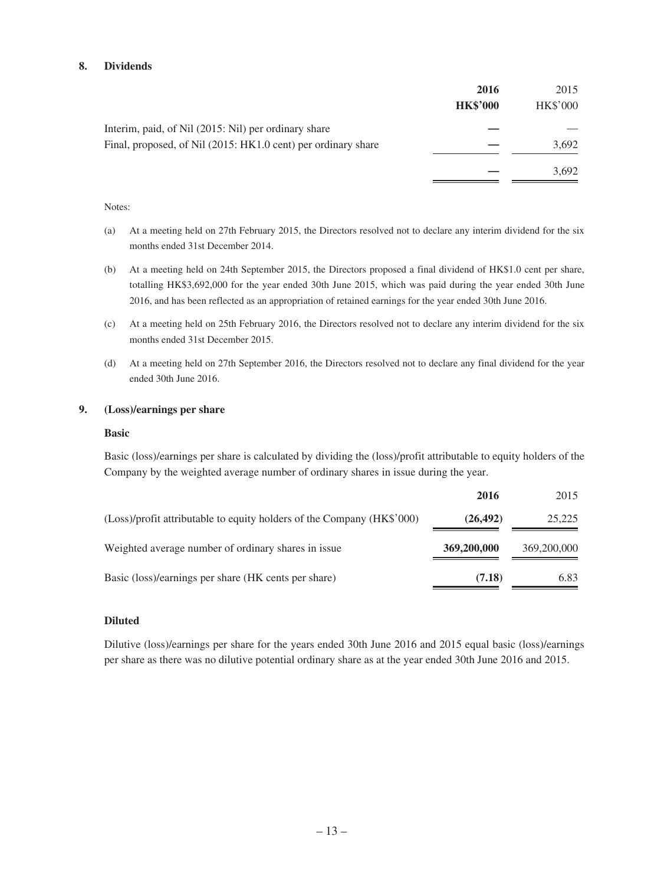## 8. Dividends

| | **2016** | 2015 |
|---|---|---|
| | **HK$'000** | HK$'000 |
| Interim, paid, of Nil (2015: Nil) per ordinary share | **—** | — |
| Final, proposed, of Nil (2015: HK1.0 cent) per ordinary share | **—** | 3,692 |
| | **—** | 3,692 |

Notes:

(a) At a meeting held on 27th February 2015, the Directors resolved not to declare any interim dividend for the six months ended 31st December 2014.

(b) At a meeting held on 24th September 2015, the Directors proposed a final dividend of HK$1.0 cent per share, totalling HK$3,692,000 for the year ended 30th June 2015, which was paid during the year ended 30th June 2016, and has been reflected as an appropriation of retained earnings for the year ended 30th June 2016.

(c) At a meeting held on 25th February 2016, the Directors resolved not to declare any interim dividend for the six months ended 31st December 2015.

(d) At a meeting held on 27th September 2016, the Directors resolved not to declare any final dividend for the year ended 30th June 2016.

## 9. (Loss)/earnings per share

### Basic

Basic (loss)/earnings per share is calculated by dividing the (loss)/profit attributable to equity holders of the Company by the weighted average number of ordinary shares in issue during the year.

| | **2016** | 2015 |
|---|---|---|
| (Loss)/profit attributable to equity holders of the Company (HK$'000) | **(26,492)** | 25,225 |
| Weighted average number of ordinary shares in issue | **369,200,000** | 369,200,000 |
| Basic (loss)/earnings per share (HK cents per share) | **(7.18)** | 6.83 |

### Diluted

Dilutive (loss)/earnings per share for the years ended 30th June 2016 and 2015 equal basic (loss)/earnings per share as there was no dilutive potential ordinary share as at the year ended 30th June 2016 and 2015.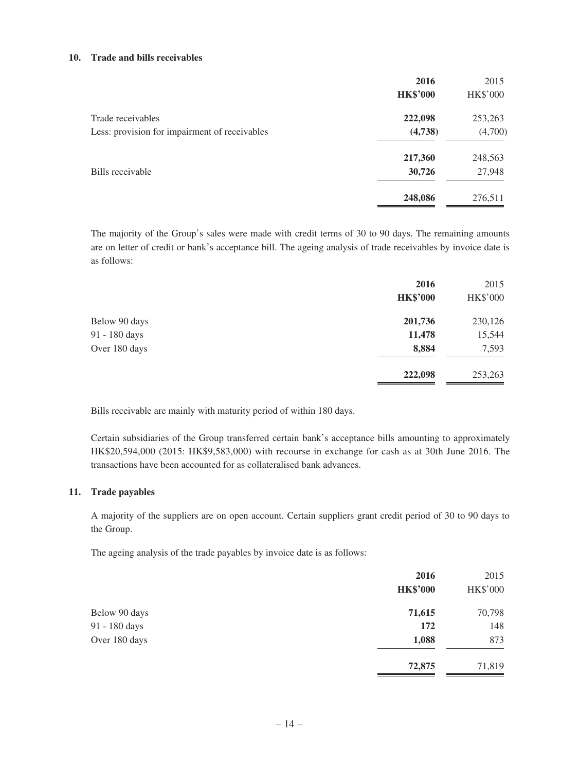### 10. Trade and bills receivables

| | 2016 | 2015 |
|---|---|---|
| | **HK$'000** | HK$'000 |
| Trade receivables | **222,098** | 253,263 |
| Less: provision for impairment of receivables | **(4,738)** | (4,700) |
| | **217,360** | 248,563 |
| Bills receivable | **30,726** | 27,948 |
| | **248,086** | 276,511 |

The majority of the Group's sales were made with credit terms of 30 to 90 days. The remaining amounts are on letter of credit or bank's acceptance bill. The ageing analysis of trade receivables by invoice date is as follows:

| | 2016 | 2015 |
|---|---|---|
| | **HK$'000** | HK$'000 |
| Below 90 days | **201,736** | 230,126 |
| 91 - 180 days | **11,478** | 15,544 |
| Over 180 days | **8,884** | 7,593 |
| | **222,098** | 253,263 |

Bills receivable are mainly with maturity period of within 180 days.

Certain subsidiaries of the Group transferred certain bank's acceptance bills amounting to approximately HK$20,594,000 (2015: HK$9,583,000) with recourse in exchange for cash as at 30th June 2016. The transactions have been accounted for as collateralised bank advances.

### 11. Trade payables

A majority of the suppliers are on open account. Certain suppliers grant credit period of 30 to 90 days to the Group.

The ageing analysis of the trade payables by invoice date is as follows:

| | 2016 | 2015 |
|---|---|---|
| | **HK$'000** | HK$'000 |
| Below 90 days | **71,615** | 70,798 |
| 91 - 180 days | **172** | 148 |
| Over 180 days | **1,088** | 873 |
| | **72,875** | 71,819 |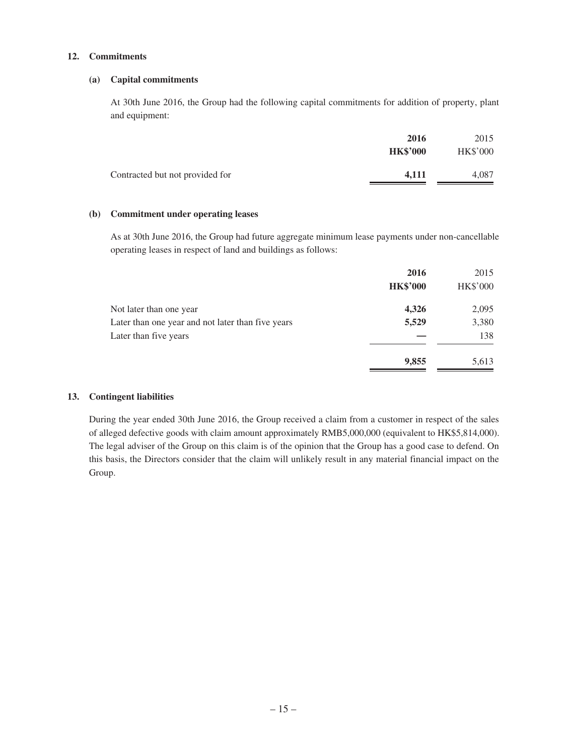## 12. Commitments

### (a) Capital commitments

At 30th June 2016, the Group had the following capital commitments for addition of property, plant and equipment:

| | **2016** | 2015 |
|---|---|---|
| | **HK$'000** | HK$'000 |
| Contracted but not provided for | **4,111** | 4,087 |

### (b) Commitment under operating leases

As at 30th June 2016, the Group had future aggregate minimum lease payments under non-cancellable operating leases in respect of land and buildings as follows:

| | **2016** | 2015 |
|---|---|---|
| | **HK$'000** | HK$'000 |
| Not later than one year | **4,326** | 2,095 |
| Later than one year and not later than five years | **5,529** | 3,380 |
| Later than five years | **—** | 138 |
| | **9,855** | 5,613 |

## 13. Contingent liabilities

During the year ended 30th June 2016, the Group received a claim from a customer in respect of the sales of alleged defective goods with claim amount approximately RMB5,000,000 (equivalent to HK$5,814,000). The legal adviser of the Group on this claim is of the opinion that the Group has a good case to defend. On this basis, the Directors consider that the claim will unlikely result in any material financial impact on the Group.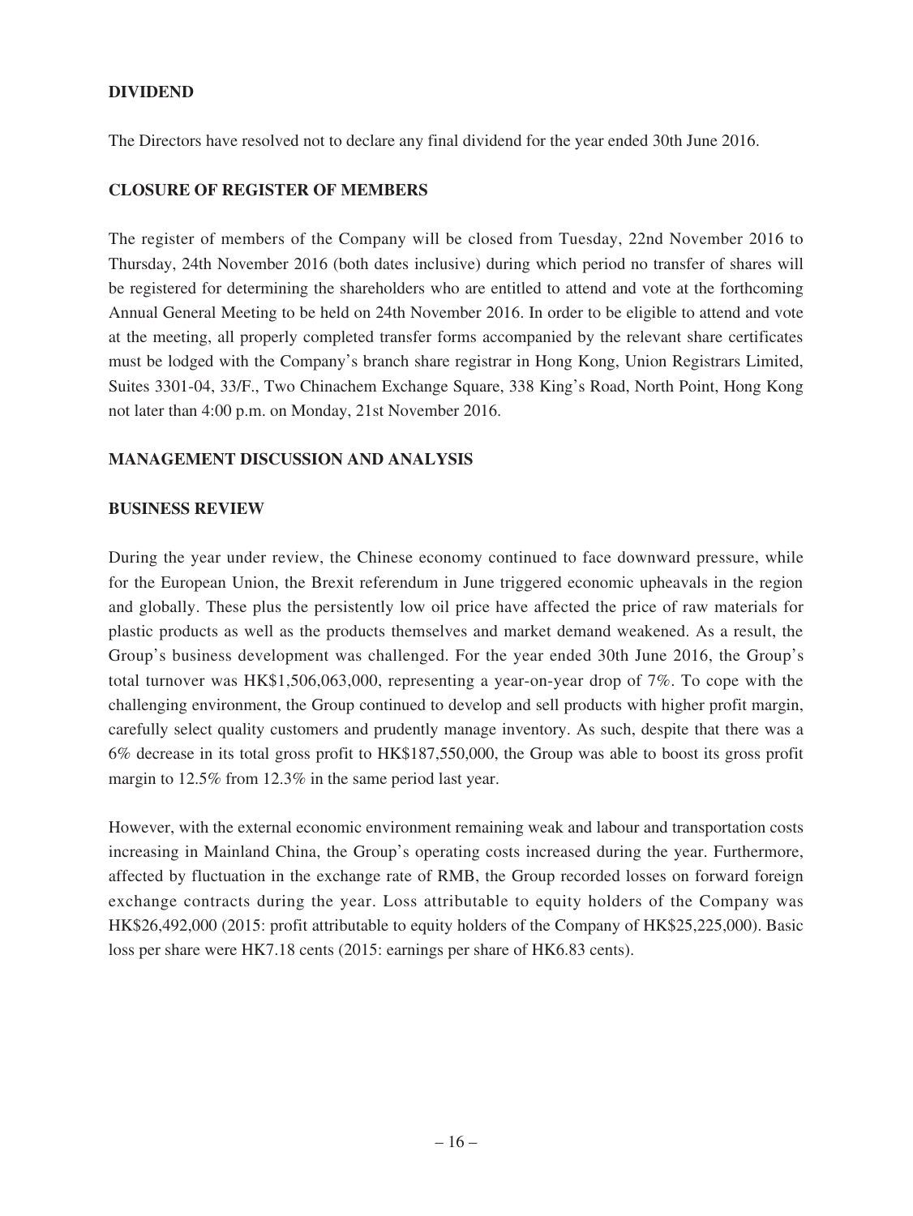## DIVIDEND

The Directors have resolved not to declare any final dividend for the year ended 30th June 2016.

## CLOSURE OF REGISTER OF MEMBERS

The register of members of the Company will be closed from Tuesday, 22nd November 2016 to Thursday, 24th November 2016 (both dates inclusive) during which period no transfer of shares will be registered for determining the shareholders who are entitled to attend and vote at the forthcoming Annual General Meeting to be held on 24th November 2016. In order to be eligible to attend and vote at the meeting, all properly completed transfer forms accompanied by the relevant share certificates must be lodged with the Company's branch share registrar in Hong Kong, Union Registrars Limited, Suites 3301-04, 33/F., Two Chinachem Exchange Square, 338 King's Road, North Point, Hong Kong not later than 4:00 p.m. on Monday, 21st November 2016.

## MANAGEMENT DISCUSSION AND ANALYSIS

### BUSINESS REVIEW

During the year under review, the Chinese economy continued to face downward pressure, while for the European Union, the Brexit referendum in June triggered economic upheavals in the region and globally. These plus the persistently low oil price have affected the price of raw materials for plastic products as well as the products themselves and market demand weakened. As a result, the Group's business development was challenged. For the year ended 30th June 2016, the Group's total turnover was HK$1,506,063,000, representing a year-on-year drop of 7%. To cope with the challenging environment, the Group continued to develop and sell products with higher profit margin, carefully select quality customers and prudently manage inventory. As such, despite that there was a 6% decrease in its total gross profit to HK$187,550,000, the Group was able to boost its gross profit margin to 12.5% from 12.3% in the same period last year.

However, with the external economic environment remaining weak and labour and transportation costs increasing in Mainland China, the Group's operating costs increased during the year. Furthermore, affected by fluctuation in the exchange rate of RMB, the Group recorded losses on forward foreign exchange contracts during the year. Loss attributable to equity holders of the Company was HK$26,492,000 (2015: profit attributable to equity holders of the Company of HK$25,225,000). Basic loss per share were HK7.18 cents (2015: earnings per share of HK6.83 cents).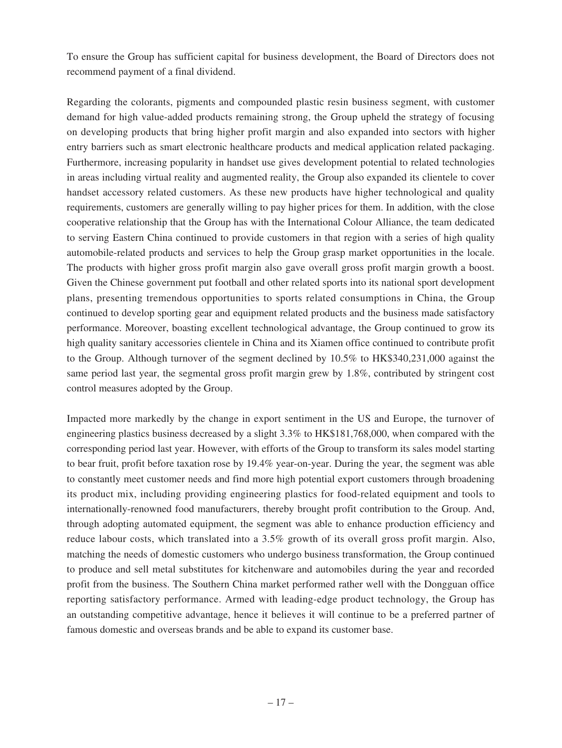To ensure the Group has sufficient capital for business development, the Board of Directors does not recommend payment of a final dividend.

Regarding the colorants, pigments and compounded plastic resin business segment, with customer demand for high value-added products remaining strong, the Group upheld the strategy of focusing on developing products that bring higher profit margin and also expanded into sectors with higher entry barriers such as smart electronic healthcare products and medical application related packaging. Furthermore, increasing popularity in handset use gives development potential to related technologies in areas including virtual reality and augmented reality, the Group also expanded its clientele to cover handset accessory related customers. As these new products have higher technological and quality requirements, customers are generally willing to pay higher prices for them. In addition, with the close cooperative relationship that the Group has with the International Colour Alliance, the team dedicated to serving Eastern China continued to provide customers in that region with a series of high quality automobile-related products and services to help the Group grasp market opportunities in the locale. The products with higher gross profit margin also gave overall gross profit margin growth a boost. Given the Chinese government put football and other related sports into its national sport development plans, presenting tremendous opportunities to sports related consumptions in China, the Group continued to develop sporting gear and equipment related products and the business made satisfactory performance. Moreover, boasting excellent technological advantage, the Group continued to grow its high quality sanitary accessories clientele in China and its Xiamen office continued to contribute profit to the Group. Although turnover of the segment declined by 10.5% to HK$340,231,000 against the same period last year, the segmental gross profit margin grew by 1.8%, contributed by stringent cost control measures adopted by the Group.

Impacted more markedly by the change in export sentiment in the US and Europe, the turnover of engineering plastics business decreased by a slight 3.3% to HK$181,768,000, when compared with the corresponding period last year. However, with efforts of the Group to transform its sales model starting to bear fruit, profit before taxation rose by 19.4% year-on-year. During the year, the segment was able to constantly meet customer needs and find more high potential export customers through broadening its product mix, including providing engineering plastics for food-related equipment and tools to internationally-renowned food manufacturers, thereby brought profit contribution to the Group. And, through adopting automated equipment, the segment was able to enhance production efficiency and reduce labour costs, which translated into a 3.5% growth of its overall gross profit margin. Also, matching the needs of domestic customers who undergo business transformation, the Group continued to produce and sell metal substitutes for kitchenware and automobiles during the year and recorded profit from the business. The Southern China market performed rather well with the Dongguan office reporting satisfactory performance. Armed with leading-edge product technology, the Group has an outstanding competitive advantage, hence it believes it will continue to be a preferred partner of famous domestic and overseas brands and be able to expand its customer base.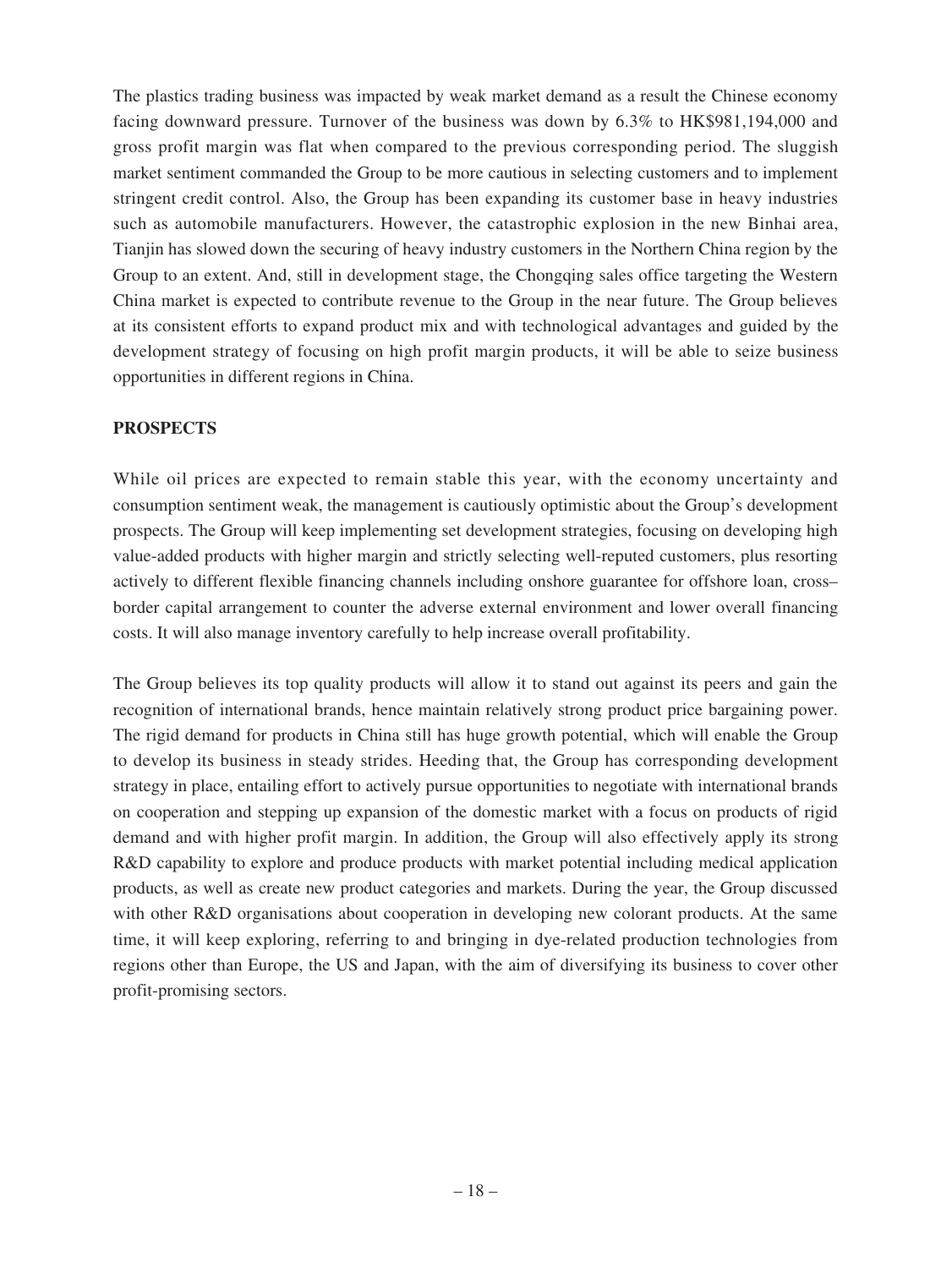The plastics trading business was impacted by weak market demand as a result the Chinese economy facing downward pressure. Turnover of the business was down by 6.3% to HK$981,194,000 and gross profit margin was flat when compared to the previous corresponding period. The sluggish market sentiment commanded the Group to be more cautious in selecting customers and to implement stringent credit control. Also, the Group has been expanding its customer base in heavy industries such as automobile manufacturers. However, the catastrophic explosion in the new Binhai area, Tianjin has slowed down the securing of heavy industry customers in the Northern China region by the Group to an extent. And, still in development stage, the Chongqing sales office targeting the Western China market is expected to contribute revenue to the Group in the near future. The Group believes at its consistent efforts to expand product mix and with technological advantages and guided by the development strategy of focusing on high profit margin products, it will be able to seize business opportunities in different regions in China.

**PROSPECTS**

While oil prices are expected to remain stable this year, with the economy uncertainty and consumption sentiment weak, the management is cautiously optimistic about the Group's development prospects. The Group will keep implementing set development strategies, focusing on developing high value-added products with higher margin and strictly selecting well-reputed customers, plus resorting actively to different flexible financing channels including onshore guarantee for offshore loan, cross–border capital arrangement to counter the adverse external environment and lower overall financing costs. It will also manage inventory carefully to help increase overall profitability.

The Group believes its top quality products will allow it to stand out against its peers and gain the recognition of international brands, hence maintain relatively strong product price bargaining power. The rigid demand for products in China still has huge growth potential, which will enable the Group to develop its business in steady strides. Heeding that, the Group has corresponding development strategy in place, entailing effort to actively pursue opportunities to negotiate with international brands on cooperation and stepping up expansion of the domestic market with a focus on products of rigid demand and with higher profit margin. In addition, the Group will also effectively apply its strong R&D capability to explore and produce products with market potential including medical application products, as well as create new product categories and markets. During the year, the Group discussed with other R&D organisations about cooperation in developing new colorant products. At the same time, it will keep exploring, referring to and bringing in dye-related production technologies from regions other than Europe, the US and Japan, with the aim of diversifying its business to cover other profit-promising sectors.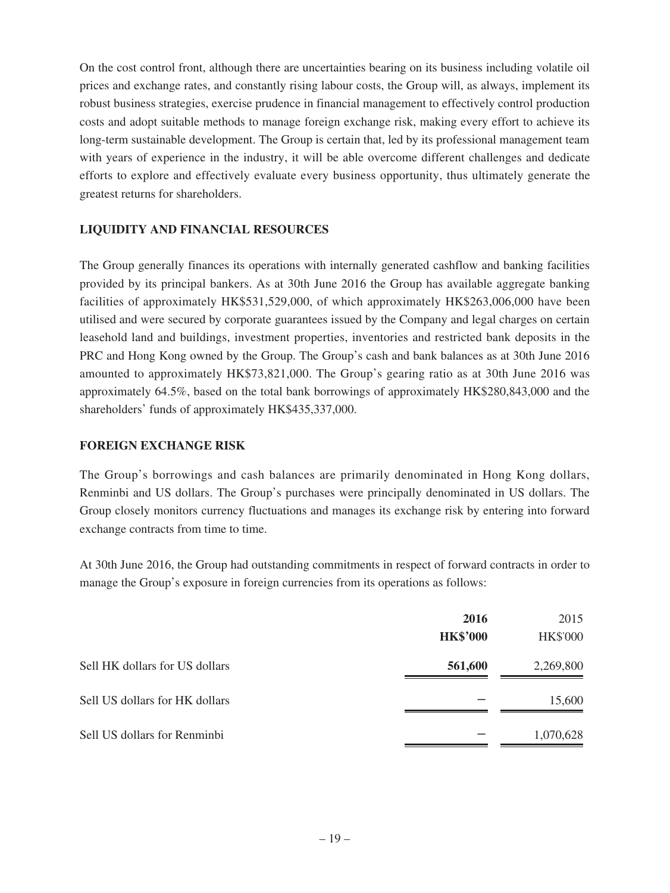On the cost control front, although there are uncertainties bearing on its business including volatile oil prices and exchange rates, and constantly rising labour costs, the Group will, as always, implement its robust business strategies, exercise prudence in financial management to effectively control production costs and adopt suitable methods to manage foreign exchange risk, making every effort to achieve its long-term sustainable development. The Group is certain that, led by its professional management team with years of experience in the industry, it will be able overcome different challenges and dedicate efforts to explore and effectively evaluate every business opportunity, thus ultimately generate the greatest returns for shareholders.

## LIQUIDITY AND FINANCIAL RESOURCES

The Group generally finances its operations with internally generated cashflow and banking facilities provided by its principal bankers. As at 30th June 2016 the Group has available aggregate banking facilities of approximately HK$531,529,000, of which approximately HK$263,006,000 have been utilised and were secured by corporate guarantees issued by the Company and legal charges on certain leasehold land and buildings, investment properties, inventories and restricted bank deposits in the PRC and Hong Kong owned by the Group. The Group's cash and bank balances as at 30th June 2016 amounted to approximately HK$73,821,000. The Group's gearing ratio as at 30th June 2016 was approximately 64.5%, based on the total bank borrowings of approximately HK$280,843,000 and the shareholders' funds of approximately HK$435,337,000.

## FOREIGN EXCHANGE RISK

The Group's borrowings and cash balances are primarily denominated in Hong Kong dollars, Renminbi and US dollars. The Group's purchases were principally denominated in US dollars. The Group closely monitors currency fluctuations and manages its exchange risk by entering into forward exchange contracts from time to time.

At 30th June 2016, the Group had outstanding commitments in respect of forward contracts in order to manage the Group's exposure in foreign currencies from its operations as follows:

| | **2016** | 2015 |
|---|---|---|
| | **HK$'000** | HK$'000 |
| Sell HK dollars for US dollars | **561,600** | 2,269,800 |
| Sell US dollars for HK dollars | – | 15,600 |
| Sell US dollars for Renminbi | – | 1,070,628 |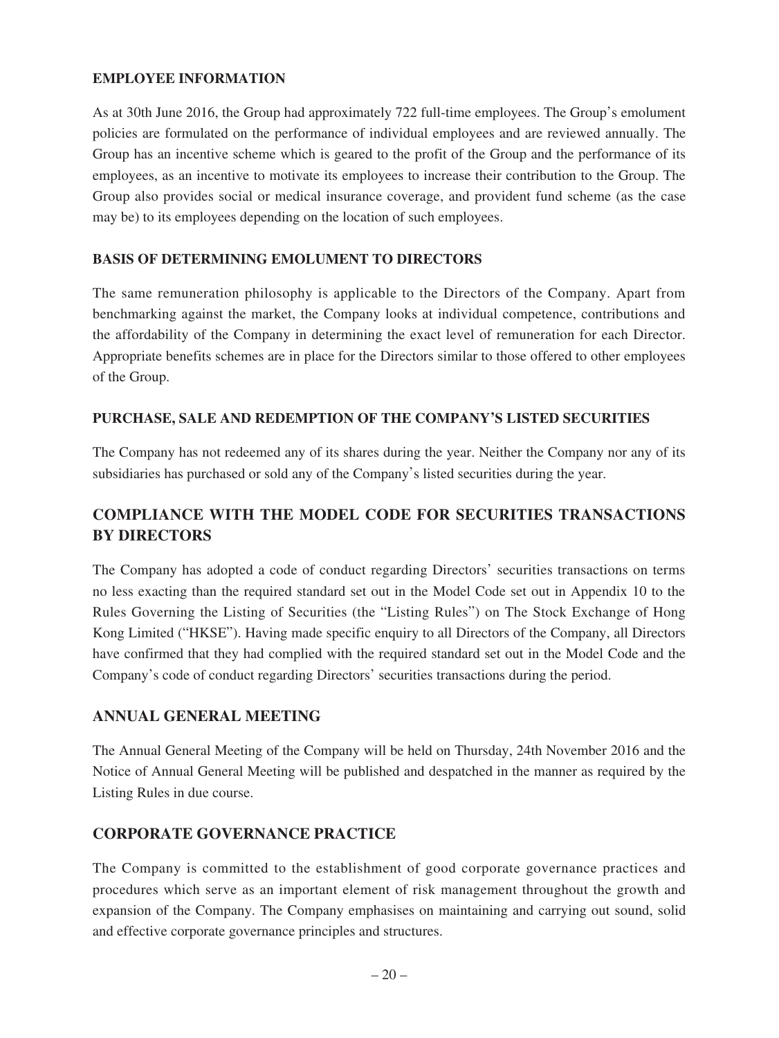### EMPLOYEE INFORMATION

As at 30th June 2016, the Group had approximately 722 full-time employees. The Group's emolument policies are formulated on the performance of individual employees and are reviewed annually. The Group has an incentive scheme which is geared to the profit of the Group and the performance of its employees, as an incentive to motivate its employees to increase their contribution to the Group. The Group also provides social or medical insurance coverage, and provident fund scheme (as the case may be) to its employees depending on the location of such employees.

### BASIS OF DETERMINING EMOLUMENT TO DIRECTORS

The same remuneration philosophy is applicable to the Directors of the Company. Apart from benchmarking against the market, the Company looks at individual competence, contributions and the affordability of the Company in determining the exact level of remuneration for each Director. Appropriate benefits schemes are in place for the Directors similar to those offered to other employees of the Group.

### PURCHASE, SALE AND REDEMPTION OF THE COMPANY'S LISTED SECURITIES

The Company has not redeemed any of its shares during the year. Neither the Company nor any of its subsidiaries has purchased or sold any of the Company's listed securities during the year.

## COMPLIANCE WITH THE MODEL CODE FOR SECURITIES TRANSACTIONS BY DIRECTORS

The Company has adopted a code of conduct regarding Directors' securities transactions on terms no less exacting than the required standard set out in the Model Code set out in Appendix 10 to the Rules Governing the Listing of Securities (the "Listing Rules") on The Stock Exchange of Hong Kong Limited ("HKSE"). Having made specific enquiry to all Directors of the Company, all Directors have confirmed that they had complied with the required standard set out in the Model Code and the Company's code of conduct regarding Directors' securities transactions during the period.

## ANNUAL GENERAL MEETING

The Annual General Meeting of the Company will be held on Thursday, 24th November 2016 and the Notice of Annual General Meeting will be published and despatched in the manner as required by the Listing Rules in due course.

## CORPORATE GOVERNANCE PRACTICE

The Company is committed to the establishment of good corporate governance practices and procedures which serve as an important element of risk management throughout the growth and expansion of the Company. The Company emphasises on maintaining and carrying out sound, solid and effective corporate governance principles and structures.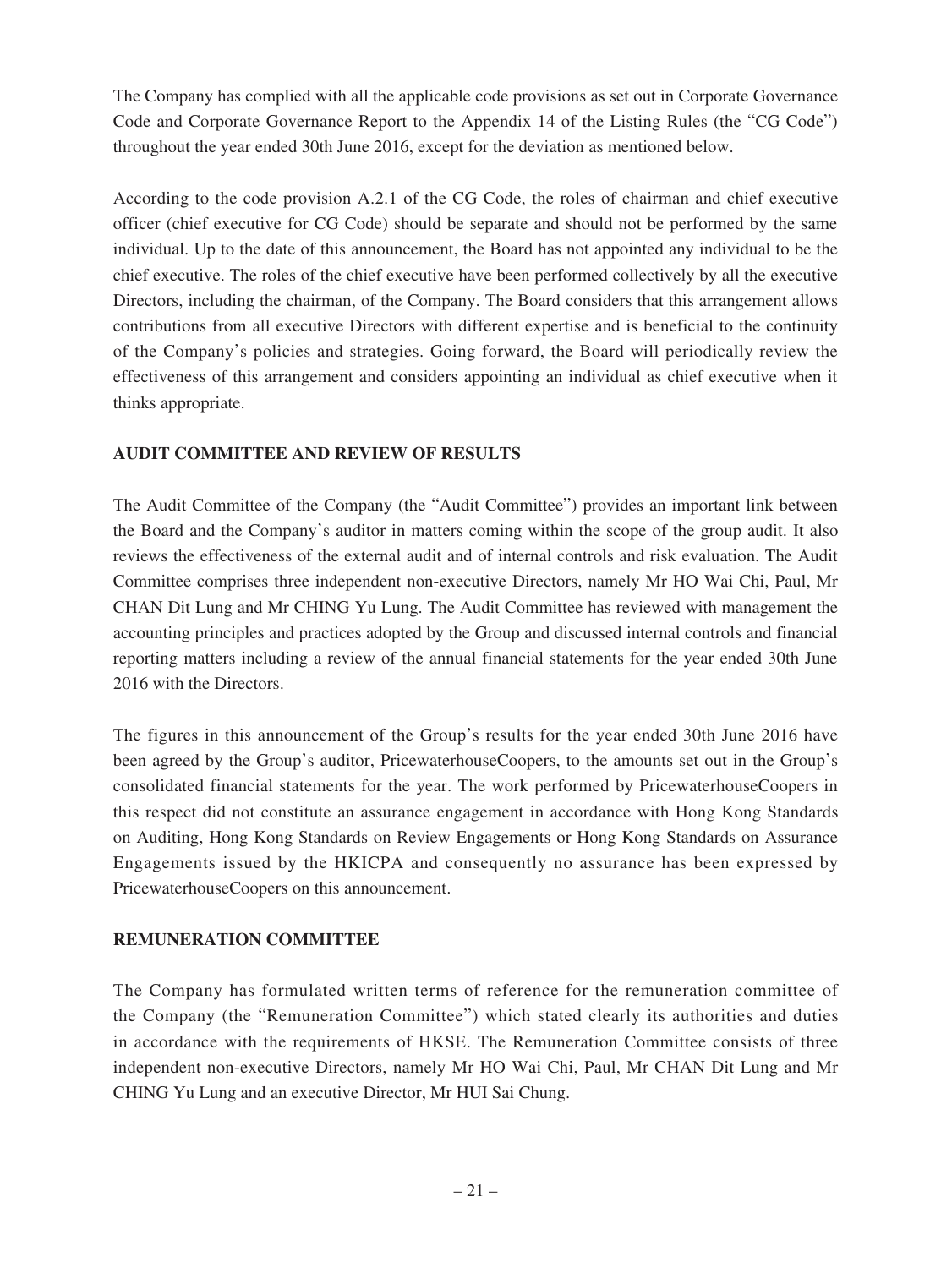The Company has complied with all the applicable code provisions as set out in Corporate Governance Code and Corporate Governance Report to the Appendix 14 of the Listing Rules (the "CG Code") throughout the year ended 30th June 2016, except for the deviation as mentioned below.

According to the code provision A.2.1 of the CG Code, the roles of chairman and chief executive officer (chief executive for CG Code) should be separate and should not be performed by the same individual. Up to the date of this announcement, the Board has not appointed any individual to be the chief executive. The roles of the chief executive have been performed collectively by all the executive Directors, including the chairman, of the Company. The Board considers that this arrangement allows contributions from all executive Directors with different expertise and is beneficial to the continuity of the Company's policies and strategies. Going forward, the Board will periodically review the effectiveness of this arrangement and considers appointing an individual as chief executive when it thinks appropriate.

## AUDIT COMMITTEE AND REVIEW OF RESULTS

The Audit Committee of the Company (the "Audit Committee") provides an important link between the Board and the Company's auditor in matters coming within the scope of the group audit. It also reviews the effectiveness of the external audit and of internal controls and risk evaluation. The Audit Committee comprises three independent non-executive Directors, namely Mr HO Wai Chi, Paul, Mr CHAN Dit Lung and Mr CHING Yu Lung. The Audit Committee has reviewed with management the accounting principles and practices adopted by the Group and discussed internal controls and financial reporting matters including a review of the annual financial statements for the year ended 30th June 2016 with the Directors.

The figures in this announcement of the Group's results for the year ended 30th June 2016 have been agreed by the Group's auditor, PricewaterhouseCoopers, to the amounts set out in the Group's consolidated financial statements for the year. The work performed by PricewaterhouseCoopers in this respect did not constitute an assurance engagement in accordance with Hong Kong Standards on Auditing, Hong Kong Standards on Review Engagements or Hong Kong Standards on Assurance Engagements issued by the HKICPA and consequently no assurance has been expressed by PricewaterhouseCoopers on this announcement.

## REMUNERATION COMMITTEE

The Company has formulated written terms of reference for the remuneration committee of the Company (the "Remuneration Committee") which stated clearly its authorities and duties in accordance with the requirements of HKSE. The Remuneration Committee consists of three independent non-executive Directors, namely Mr HO Wai Chi, Paul, Mr CHAN Dit Lung and Mr CHING Yu Lung and an executive Director, Mr HUI Sai Chung.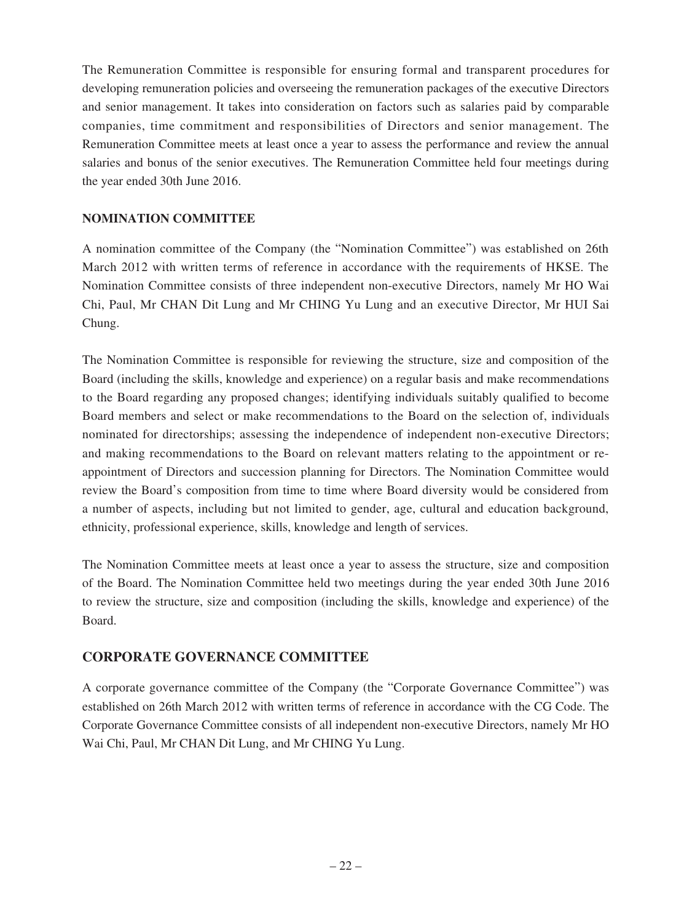The Remuneration Committee is responsible for ensuring formal and transparent procedures for developing remuneration policies and overseeing the remuneration packages of the executive Directors and senior management. It takes into consideration on factors such as salaries paid by comparable companies, time commitment and responsibilities of Directors and senior management. The Remuneration Committee meets at least once a year to assess the performance and review the annual salaries and bonus of the senior executives. The Remuneration Committee held four meetings during the year ended 30th June 2016.

**NOMINATION COMMITTEE**

A nomination committee of the Company (the "Nomination Committee") was established on 26th March 2012 with written terms of reference in accordance with the requirements of HKSE. The Nomination Committee consists of three independent non-executive Directors, namely Mr HO Wai Chi, Paul, Mr CHAN Dit Lung and Mr CHING Yu Lung and an executive Director, Mr HUI Sai Chung.

The Nomination Committee is responsible for reviewing the structure, size and composition of the Board (including the skills, knowledge and experience) on a regular basis and make recommendations to the Board regarding any proposed changes; identifying individuals suitably qualified to become Board members and select or make recommendations to the Board on the selection of, individuals nominated for directorships; assessing the independence of independent non-executive Directors; and making recommendations to the Board on relevant matters relating to the appointment or re-appointment of Directors and succession planning for Directors. The Nomination Committee would review the Board's composition from time to time where Board diversity would be considered from a number of aspects, including but not limited to gender, age, cultural and education background, ethnicity, professional experience, skills, knowledge and length of services.

The Nomination Committee meets at least once a year to assess the structure, size and composition of the Board. The Nomination Committee held two meetings during the year ended 30th June 2016 to review the structure, size and composition (including the skills, knowledge and experience) of the Board.

## CORPORATE GOVERNANCE COMMITTEE

A corporate governance committee of the Company (the "Corporate Governance Committee") was established on 26th March 2012 with written terms of reference in accordance with the CG Code. The Corporate Governance Committee consists of all independent non-executive Directors, namely Mr HO Wai Chi, Paul, Mr CHAN Dit Lung, and Mr CHING Yu Lung.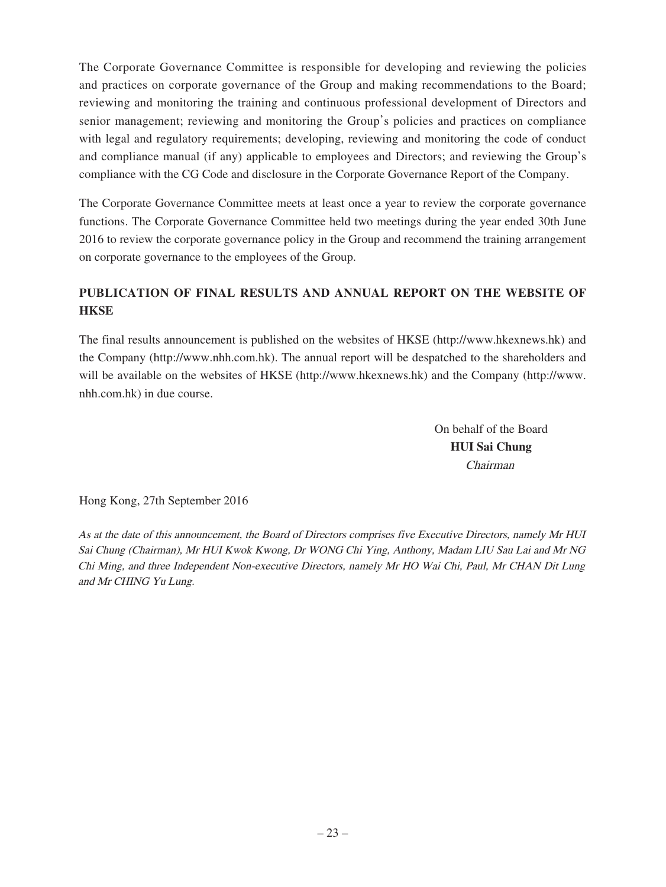The Corporate Governance Committee is responsible for developing and reviewing the policies and practices on corporate governance of the Group and making recommendations to the Board; reviewing and monitoring the training and continuous professional development of Directors and senior management; reviewing and monitoring the Group's policies and practices on compliance with legal and regulatory requirements; developing, reviewing and monitoring the code of conduct and compliance manual (if any) applicable to employees and Directors; and reviewing the Group's compliance with the CG Code and disclosure in the Corporate Governance Report of the Company.

The Corporate Governance Committee meets at least once a year to review the corporate governance functions. The Corporate Governance Committee held two meetings during the year ended 30th June 2016 to review the corporate governance policy in the Group and recommend the training arrangement on corporate governance to the employees of the Group.

## PUBLICATION OF FINAL RESULTS AND ANNUAL REPORT ON THE WEBSITE OF HKSE

The final results announcement is published on the websites of HKSE (http://www.hkexnews.hk) and the Company (http://www.nhh.com.hk). The annual report will be despatched to the shareholders and will be available on the websites of HKSE (http://www.hkexnews.hk) and the Company (http://www.nhh.com.hk) in due course.

On behalf of the Board
**HUI Sai Chung**
*Chairman*

Hong Kong, 27th September 2016

*As at the date of this announcement, the Board of Directors comprises five Executive Directors, namely Mr HUI Sai Chung (Chairman), Mr HUI Kwok Kwong, Dr WONG Chi Ying, Anthony, Madam LIU Sau Lai and Mr NG Chi Ming, and three Independent Non-executive Directors, namely Mr HO Wai Chi, Paul, Mr CHAN Dit Lung and Mr CHING Yu Lung.*